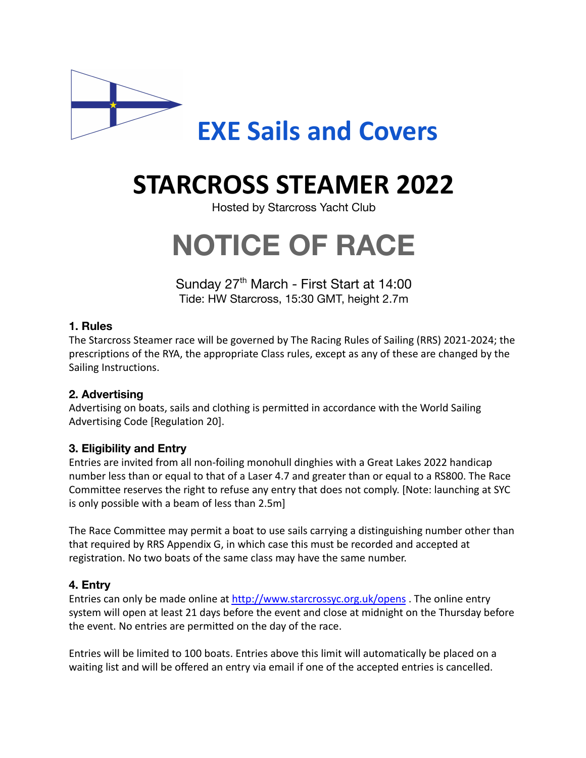**EXE Sails and Covers**

# STARCROSS STEAMER 2022

Hosted by Starcross Yacht Club

# NOTICE OF RACE

Sunday 27th March - First Start at 14:00

Tide: HW Starcross, 15:30 GMT, height 2.7m

### 1. Rules

The Starcross Steamer race will be governed by The Racing Rules of Sailing (RRS) 2021-2024; the prescriptions of the RYA, the appropriate Class rules, except as any of these are changed by the Sailing Instructions.

### 2. Advertising

Advertising on boats, sails and clothing is permitted in accordance with the World Sailing Advertising Code [Regulation 20].

### 3. Eligibility and Entry

Entries are invited from all non-foiling monohull dinghies with a Great Lakes 2022 handicap number less than or equal to that of a Laser 4.7 and greater than or equal to a RS800. The Race Committee reserves the right to refuse any entry that does not comply. [Note: launching at SYC is only possible with a beam of less than 2.5m]

The Race Committee may permit a boat to use sails carrying a distinguishing number other than that required by RRS Appendix G, in which case this must be recorded and accepted at registration. No two boats of the same class may have the same number.

### 4. Entry

Entries can only be made online at http://www.starcrossyc.org.uk/opens . The online entry system will open at least 21 days before the event and close at midnight on the Thursday before the event. No entries are permitted on the day of the race.

Entries will be limited to 100 boats. Entries above this limit will automatically be placed on a waiting list and will be offered an entry via email if one of the accepted entries is cancelled.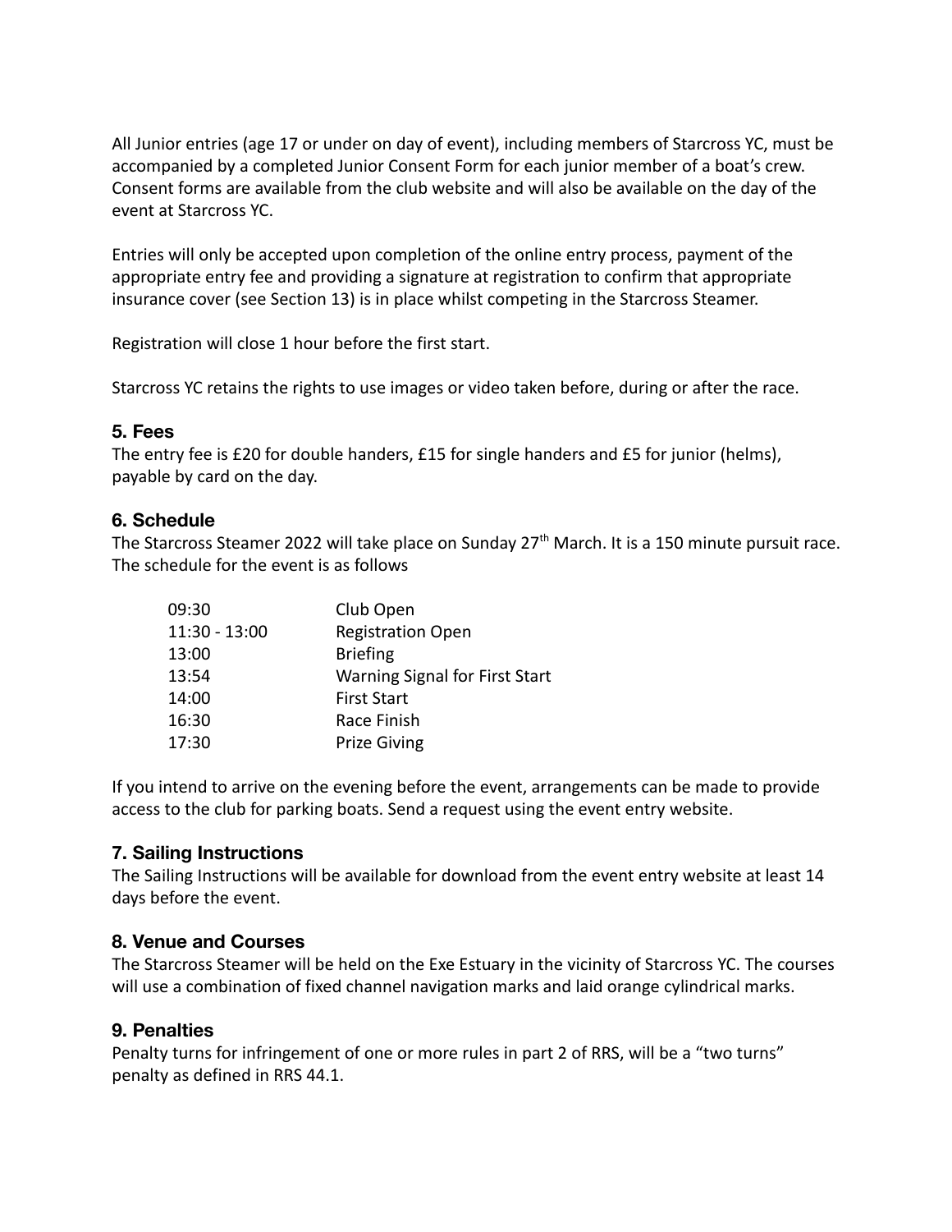All Junior entries (age 17 or under on day of event), including members of Starcross YC, must be accompanied by a completed Junior Consent Form for each junior member of a boat's crew. Consent forms are available from the club website and will also be available on the day of the event at Starcross YC.

Entries will only be accepted upon completion of the online entry process, payment of the appropriate entry fee and providing a signature at registration to confirm that appropriate insurance cover (see Section 13) is in place whilst competing in the Starcross Steamer.

Registration will close 1 hour before the first start.

Starcross YC retains the rights to use images or video taken before, during or after the race.

### 5. Fees

The entry fee is £20 for double handers, £15 for single handers and £5 for junior (helms), payable by card on the day.

### 6. Schedule

The Starcross Steamer 2022 will take place on Sunday 27th March. It is a 150 minute pursuit race. The schedule for the event is as follows

| | |
|---|---|
| 09:30 | Club Open |
| 11:30 - 13:00 | Registration Open |
| 13:00 | Briefing |
| 13:54 | Warning Signal for First Start |
| 14:00 | First Start |
| 16:30 | Race Finish |
| 17:30 | Prize Giving |

If you intend to arrive on the evening before the event, arrangements can be made to provide access to the club for parking boats. Send a request using the event entry website.

### 7. Sailing Instructions

The Sailing Instructions will be available for download from the event entry website at least 14 days before the event.

### 8. Venue and Courses

The Starcross Steamer will be held on the Exe Estuary in the vicinity of Starcross YC. The courses will use a combination of fixed channel navigation marks and laid orange cylindrical marks.

### 9. Penalties

Penalty turns for infringement of one or more rules in part 2 of RRS, will be a "two turns" penalty as defined in RRS 44.1.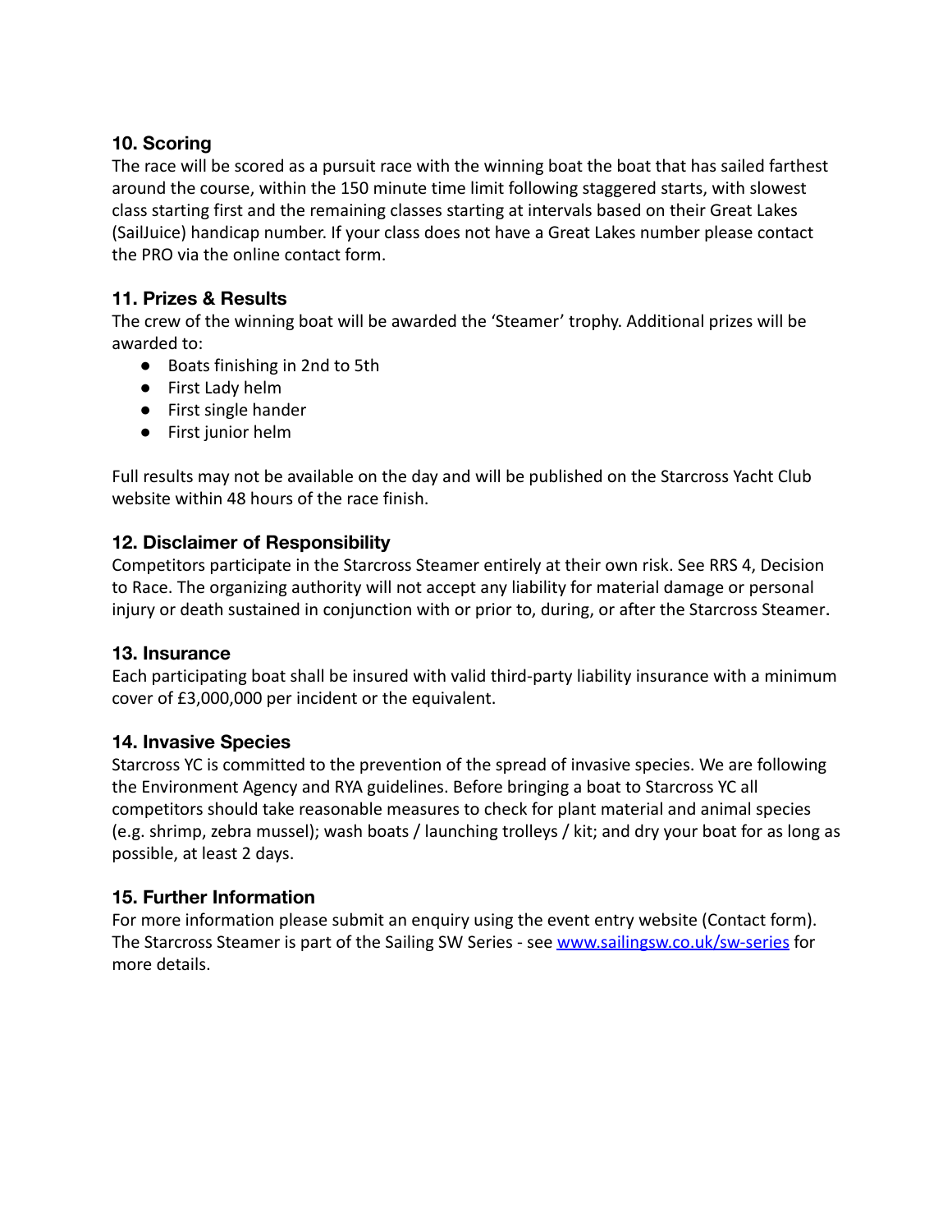### 10. Scoring

The race will be scored as a pursuit race with the winning boat the boat that has sailed farthest around the course, within the 150 minute time limit following staggered starts, with slowest class starting first and the remaining classes starting at intervals based on their Great Lakes (SailJuice) handicap number. If your class does not have a Great Lakes number please contact the PRO via the online contact form.

### 11. Prizes & Results

The crew of the winning boat will be awarded the 'Steamer' trophy. Additional prizes will be awarded to:

- Boats finishing in 2nd to 5th
- First Lady helm
- First single hander
- First junior helm

Full results may not be available on the day and will be published on the Starcross Yacht Club website within 48 hours of the race finish.

### 12. Disclaimer of Responsibility

Competitors participate in the Starcross Steamer entirely at their own risk. See RRS 4, Decision to Race. The organizing authority will not accept any liability for material damage or personal injury or death sustained in conjunction with or prior to, during, or after the Starcross Steamer.

### 13. Insurance

Each participating boat shall be insured with valid third-party liability insurance with a minimum cover of £3,000,000 per incident or the equivalent.

### 14. Invasive Species

Starcross YC is committed to the prevention of the spread of invasive species. We are following the Environment Agency and RYA guidelines. Before bringing a boat to Starcross YC all competitors should take reasonable measures to check for plant material and animal species (e.g. shrimp, zebra mussel); wash boats / launching trolleys / kit; and dry your boat for as long as possible, at least 2 days.

### 15. Further Information

For more information please submit an enquiry using the event entry website (Contact form). The Starcross Steamer is part of the Sailing SW Series - see [www.sailingsw.co.uk/sw-series](http://www.sailingsw.co.uk/sw-series) for more details.